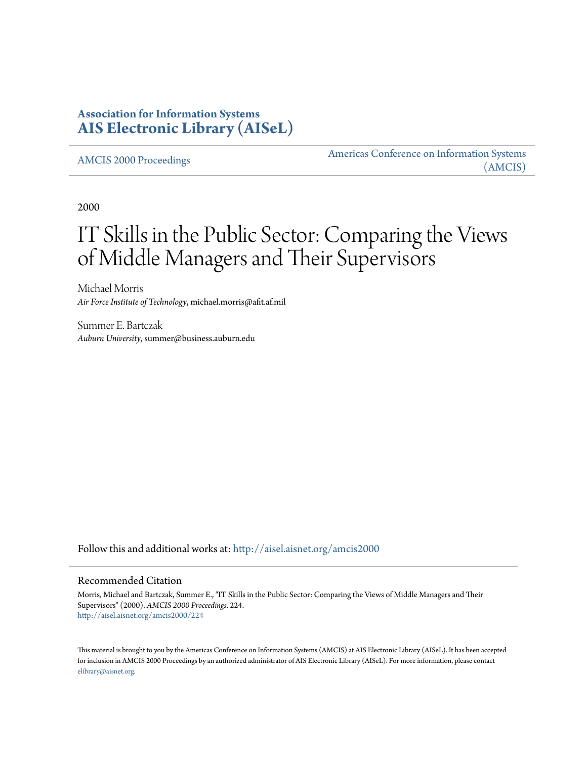**Association for Information Systems**
**AIS Electronic Library (AISeL)**

AMCIS 2000 Proceedings

Americas Conference on Information Systems (AMCIS)

2000

# IT Skills in the Public Sector: Comparing the Views of Middle Managers and Their Supervisors

Michael Morris
*Air Force Institute of Technology*, michael.morris@afit.af.mil

Summer E. Bartczak
*Auburn University*, summer@business.auburn.edu

Follow this and additional works at: http://aisel.aisnet.org/amcis2000

## Recommended Citation

Morris, Michael and Bartczak, Summer E., "IT Skills in the Public Sector: Comparing the Views of Middle Managers and Their Supervisors" (2000). *AMCIS 2000 Proceedings*. 224.
http://aisel.aisnet.org/amcis2000/224

This material is brought to you by the Americas Conference on Information Systems (AMCIS) at AIS Electronic Library (AISeL). It has been accepted for inclusion in AMCIS 2000 Proceedings by an authorized administrator of AIS Electronic Library (AISeL). For more information, please contact elibrary@aisnet.org.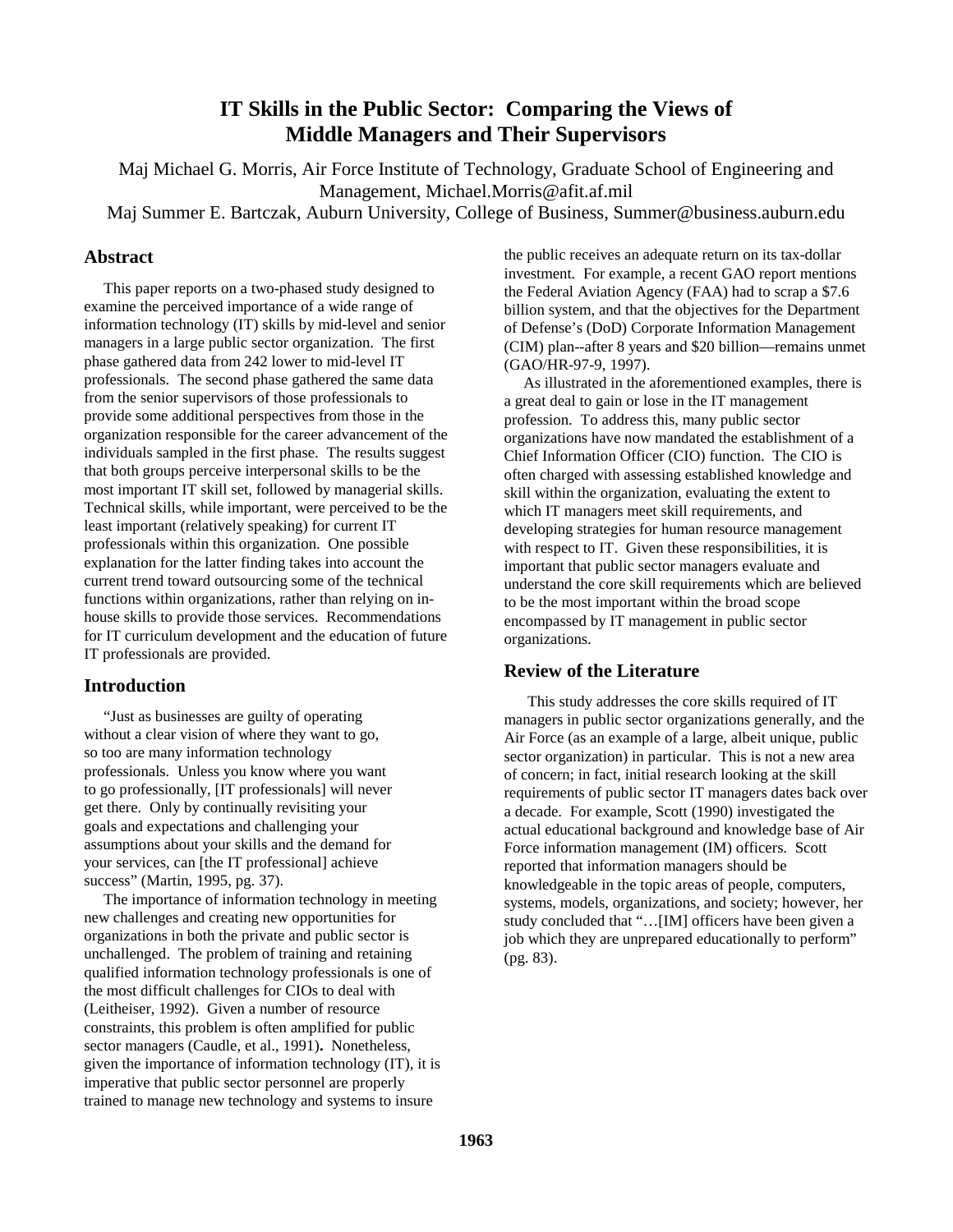# IT Skills in the Public Sector: Comparing the Views of Middle Managers and Their Supervisors

Maj Michael G. Morris, Air Force Institute of Technology, Graduate School of Engineering and Management, Michael.Morris@afit.af.mil

Maj Summer E. Bartczak, Auburn University, College of Business, Summer@business.auburn.edu

## Abstract

This paper reports on a two-phased study designed to examine the perceived importance of a wide range of information technology (IT) skills by mid-level and senior managers in a large public sector organization. The first phase gathered data from 242 lower to mid-level IT professionals. The second phase gathered the same data from the senior supervisors of those professionals to provide some additional perspectives from those in the organization responsible for the career advancement of the individuals sampled in the first phase. The results suggest that both groups perceive interpersonal skills to be the most important IT skill set, followed by managerial skills. Technical skills, while important, were perceived to be the least important (relatively speaking) for current IT professionals within this organization. One possible explanation for the latter finding takes into account the current trend toward outsourcing some of the technical functions within organizations, rather than relying on in-house skills to provide those services. Recommendations for IT curriculum development and the education of future IT professionals are provided.

## Introduction

"Just as businesses are guilty of operating without a clear vision of where they want to go, so too are many information technology professionals. Unless you know where you want to go professionally, [IT professionals] will never get there. Only by continually revisiting your goals and expectations and challenging your assumptions about your skills and the demand for your services, can [the IT professional] achieve success" (Martin, 1995, pg. 37).

The importance of information technology in meeting new challenges and creating new opportunities for organizations in both the private and public sector is unchallenged. The problem of training and retaining qualified information technology professionals is one of the most difficult challenges for CIOs to deal with (Leitheiser, 1992). Given a number of resource constraints, this problem is often amplified for public sector managers (Caudle, et al., 1991). Nonetheless, given the importance of information technology (IT), it is imperative that public sector personnel are properly trained to manage new technology and systems to insure the public receives an adequate return on its tax-dollar investment. For example, a recent GAO report mentions the Federal Aviation Agency (FAA) had to scrap a $7.6 billion system, and that the objectives for the Department of Defense's (DoD) Corporate Information Management (CIM) plan--after 8 years and $20 billion—remains unmet (GAO/HR-97-9, 1997).

As illustrated in the aforementioned examples, there is a great deal to gain or lose in the IT management profession. To address this, many public sector organizations have now mandated the establishment of a Chief Information Officer (CIO) function. The CIO is often charged with assessing established knowledge and skill within the organization, evaluating the extent to which IT managers meet skill requirements, and developing strategies for human resource management with respect to IT. Given these responsibilities, it is important that public sector managers evaluate and understand the core skill requirements which are believed to be the most important within the broad scope encompassed by IT management in public sector organizations.

## Review of the Literature

This study addresses the core skills required of IT managers in public sector organizations generally, and the Air Force (as an example of a large, albeit unique, public sector organization) in particular. This is not a new area of concern; in fact, initial research looking at the skill requirements of public sector IT managers dates back over a decade. For example, Scott (1990) investigated the actual educational background and knowledge base of Air Force information management (IM) officers. Scott reported that information managers should be knowledgeable in the topic areas of people, computers, systems, models, organizations, and society; however, her study concluded that "…[IM] officers have been given a job which they are unprepared educationally to perform" (pg. 83).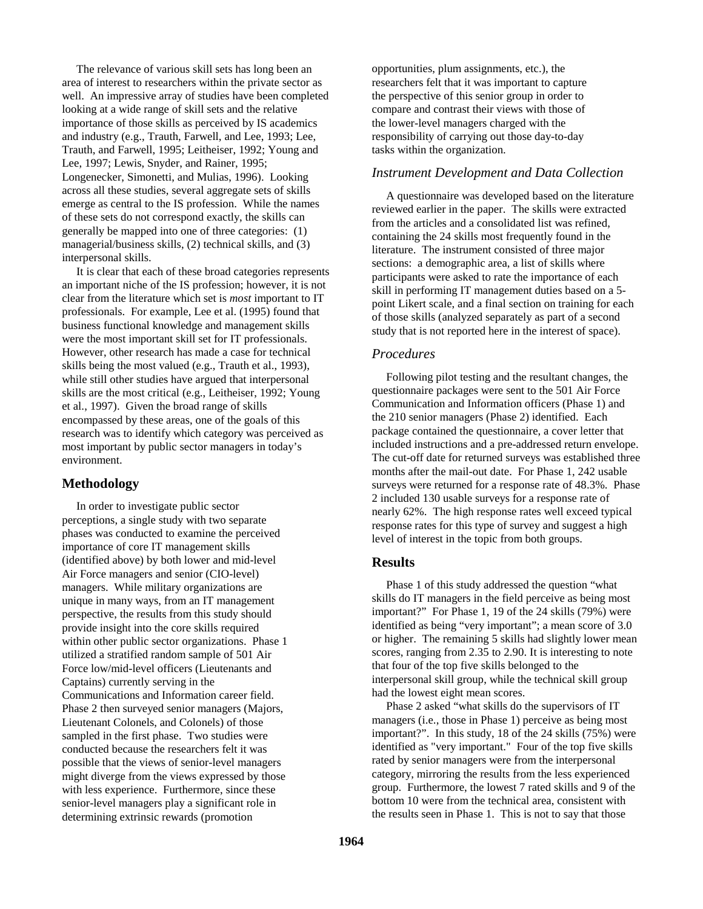The relevance of various skill sets has long been an area of interest to researchers within the private sector as well. An impressive array of studies have been completed looking at a wide range of skill sets and the relative importance of those skills as perceived by IS academics and industry (e.g., Trauth, Farwell, and Lee, 1993; Lee, Trauth, and Farwell, 1995; Leitheiser, 1992; Young and Lee, 1997; Lewis, Snyder, and Rainer, 1995; Longenecker, Simonetti, and Mulias, 1996). Looking across all these studies, several aggregate sets of skills emerge as central to the IS profession. While the names of these sets do not correspond exactly, the skills can generally be mapped into one of three categories: (1) managerial/business skills, (2) technical skills, and (3) interpersonal skills.

It is clear that each of these broad categories represents an important niche of the IS profession; however, it is not clear from the literature which set is *most* important to IT professionals. For example, Lee et al. (1995) found that business functional knowledge and management skills were the most important skill set for IT professionals. However, other research has made a case for technical skills being the most valued (e.g., Trauth et al., 1993), while still other studies have argued that interpersonal skills are the most critical (e.g., Leitheiser, 1992; Young et al., 1997). Given the broad range of skills encompassed by these areas, one of the goals of this research was to identify which category was perceived as most important by public sector managers in today's environment.

## Methodology

In order to investigate public sector perceptions, a single study with two separate phases was conducted to examine the perceived importance of core IT management skills (identified above) by both lower and mid-level Air Force managers and senior (CIO-level) managers. While military organizations are unique in many ways, from an IT management perspective, the results from this study should provide insight into the core skills required within other public sector organizations. Phase 1 utilized a stratified random sample of 501 Air Force low/mid-level officers (Lieutenants and Captains) currently serving in the Communications and Information career field. Phase 2 then surveyed senior managers (Majors, Lieutenant Colonels, and Colonels) of those sampled in the first phase. Two studies were conducted because the researchers felt it was possible that the views of senior-level managers might diverge from the views expressed by those with less experience. Furthermore, since these senior-level managers play a significant role in determining extrinsic rewards (promotion opportunities, plum assignments, etc.), the researchers felt that it was important to capture the perspective of this senior group in order to compare and contrast their views with those of the lower-level managers charged with the responsibility of carrying out those day-to-day tasks within the organization.

### *Instrument Development and Data Collection*

A questionnaire was developed based on the literature reviewed earlier in the paper. The skills were extracted from the articles and a consolidated list was refined, containing the 24 skills most frequently found in the literature. The instrument consisted of three major sections: a demographic area, a list of skills where participants were asked to rate the importance of each skill in performing IT management duties based on a 5-point Likert scale, and a final section on training for each of those skills (analyzed separately as part of a second study that is not reported here in the interest of space).

### *Procedures*

Following pilot testing and the resultant changes, the questionnaire packages were sent to the 501 Air Force Communication and Information officers (Phase 1) and the 210 senior managers (Phase 2) identified. Each package contained the questionnaire, a cover letter that included instructions and a pre-addressed return envelope. The cut-off date for returned surveys was established three months after the mail-out date. For Phase 1, 242 usable surveys were returned for a response rate of 48.3%. Phase 2 included 130 usable surveys for a response rate of nearly 62%. The high response rates well exceed typical response rates for this type of survey and suggest a high level of interest in the topic from both groups.

## Results

Phase 1 of this study addressed the question "what skills do IT managers in the field perceive as being most important?" For Phase 1, 19 of the 24 skills (79%) were identified as being "very important"; a mean score of 3.0 or higher. The remaining 5 skills had slightly lower mean scores, ranging from 2.35 to 2.90. It is interesting to note that four of the top five skills belonged to the interpersonal skill group, while the technical skill group had the lowest eight mean scores.

Phase 2 asked "what skills do the supervisors of IT managers (i.e., those in Phase 1) perceive as being most important?". In this study, 18 of the 24 skills (75%) were identified as "very important." Four of the top five skills rated by senior managers were from the interpersonal category, mirroring the results from the less experienced group. Furthermore, the lowest 7 rated skills and 9 of the bottom 10 were from the technical area, consistent with the results seen in Phase 1. This is not to say that those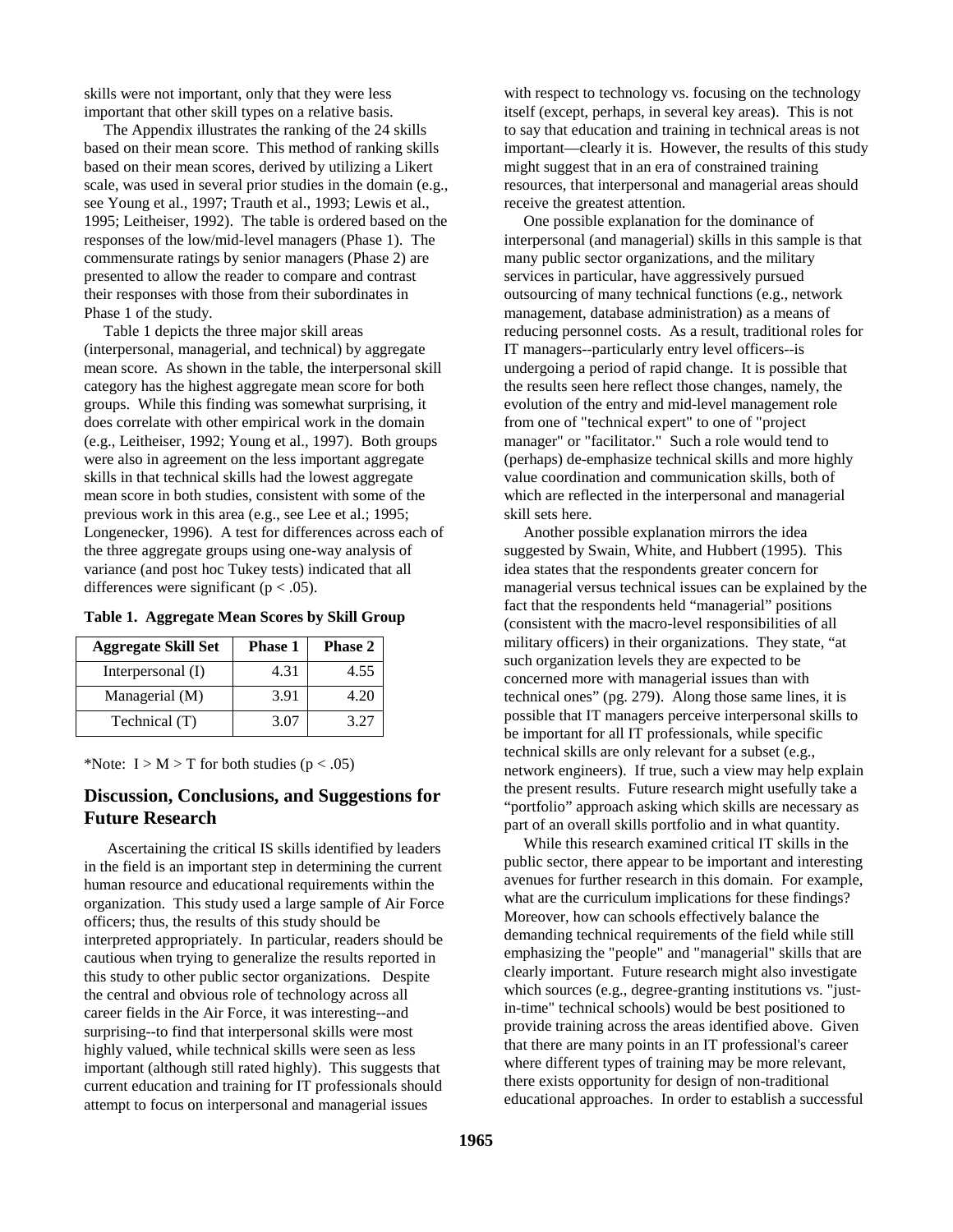skills were not important, only that they were less important that other skill types on a relative basis.

The Appendix illustrates the ranking of the 24 skills based on their mean score. This method of ranking skills based on their mean scores, derived by utilizing a Likert scale, was used in several prior studies in the domain (e.g., see Young et al., 1997; Trauth et al., 1993; Lewis et al., 1995; Leitheiser, 1992). The table is ordered based on the responses of the low/mid-level managers (Phase 1). The commensurate ratings by senior managers (Phase 2) are presented to allow the reader to compare and contrast their responses with those from their subordinates in Phase 1 of the study.

Table 1 depicts the three major skill areas (interpersonal, managerial, and technical) by aggregate mean score. As shown in the table, the interpersonal skill category has the highest aggregate mean score for both groups. While this finding was somewhat surprising, it does correlate with other empirical work in the domain (e.g., Leitheiser, 1992; Young et al., 1997). Both groups were also in agreement on the less important aggregate skills in that technical skills had the lowest aggregate mean score in both studies, consistent with some of the previous work in this area (e.g., see Lee et al.; 1995; Longenecker, 1996). A test for differences across each of the three aggregate groups using one-way analysis of variance (and post hoc Tukey tests) indicated that all differences were significant ($p < .05$).

**Table 1. Aggregate Mean Scores by Skill Group**

| Aggregate Skill Set | Phase 1 | Phase 2 |
|---|---|---|
| Interpersonal (I) | 4.31 | 4.55 |
| Managerial (M) | 3.91 | 4.20 |
| Technical (T) | 3.07 | 3.27 |

*Note: $I > M > T$ for both studies ($p < .05$)

## Discussion, Conclusions, and Suggestions for Future Research

Ascertaining the critical IS skills identified by leaders in the field is an important step in determining the current human resource and educational requirements within the organization. This study used a large sample of Air Force officers; thus, the results of this study should be interpreted appropriately. In particular, readers should be cautious when trying to generalize the results reported in this study to other public sector organizations. Despite the central and obvious role of technology across all career fields in the Air Force, it was interesting--and surprising--to find that interpersonal skills were most highly valued, while technical skills were seen as less important (although still rated highly). This suggests that current education and training for IT professionals should attempt to focus on interpersonal and managerial issues with respect to technology vs. focusing on the technology itself (except, perhaps, in several key areas). This is not to say that education and training in technical areas is not important—clearly it is. However, the results of this study might suggest that in an era of constrained training resources, that interpersonal and managerial areas should receive the greatest attention.

One possible explanation for the dominance of interpersonal (and managerial) skills in this sample is that many public sector organizations, and the military services in particular, have aggressively pursued outsourcing of many technical functions (e.g., network management, database administration) as a means of reducing personnel costs. As a result, traditional roles for IT managers--particularly entry level officers--is undergoing a period of rapid change. It is possible that the results seen here reflect those changes, namely, the evolution of the entry and mid-level management role from one of "technical expert" to one of "project manager" or "facilitator." Such a role would tend to (perhaps) de-emphasize technical skills and more highly value coordination and communication skills, both of which are reflected in the interpersonal and managerial skill sets here.

Another possible explanation mirrors the idea suggested by Swain, White, and Hubbert (1995). This idea states that the respondents greater concern for managerial versus technical issues can be explained by the fact that the respondents held "managerial" positions (consistent with the macro-level responsibilities of all military officers) in their organizations. They state, "at such organization levels they are expected to be concerned more with managerial issues than with technical ones" (pg. 279). Along those same lines, it is possible that IT managers perceive interpersonal skills to be important for all IT professionals, while specific technical skills are only relevant for a subset (e.g., network engineers). If true, such a view may help explain the present results. Future research might usefully take a "portfolio" approach asking which skills are necessary as part of an overall skills portfolio and in what quantity.

While this research examined critical IT skills in the public sector, there appear to be important and interesting avenues for further research in this domain. For example, what are the curriculum implications for these findings? Moreover, how can schools effectively balance the demanding technical requirements of the field while still emphasizing the "people" and "managerial" skills that are clearly important. Future research might also investigate which sources (e.g., degree-granting institutions vs. "just-in-time" technical schools) would be best positioned to provide training across the areas identified above. Given that there are many points in an IT professional's career where different types of training may be more relevant, there exists opportunity for design of non-traditional educational approaches. In order to establish a successful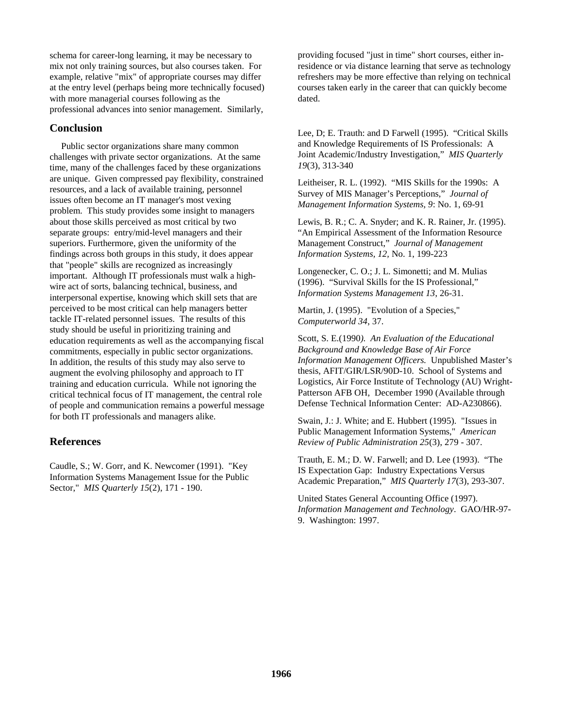schema for career-long learning, it may be necessary to mix not only training sources, but also courses taken. For example, relative "mix" of appropriate courses may differ at the entry level (perhaps being more technically focused) with more managerial courses following as the professional advances into senior management. Similarly, providing focused "just in time" short courses, either in-residence or via distance learning that serve as technology refreshers may be more effective than relying on technical courses taken early in the career that can quickly become dated.

## Conclusion

Public sector organizations share many common challenges with private sector organizations. At the same time, many of the challenges faced by these organizations are unique. Given compressed pay flexibility, constrained resources, and a lack of available training, personnel issues often become an IT manager's most vexing problem. This study provides some insight to managers about those skills perceived as most critical by two separate groups: entry/mid-level managers and their superiors. Furthermore, given the uniformity of the findings across both groups in this study, it does appear that "people" skills are recognized as increasingly important. Although IT professionals must walk a high-wire act of sorts, balancing technical, business, and interpersonal expertise, knowing which skill sets that are perceived to be most critical can help managers better tackle IT-related personnel issues. The results of this study should be useful in prioritizing training and education requirements as well as the accompanying fiscal commitments, especially in public sector organizations. In addition, the results of this study may also serve to augment the evolving philosophy and approach to IT training and education curricula. While not ignoring the critical technical focus of IT management, the central role of people and communication remains a powerful message for both IT professionals and managers alike.

## References

Caudle, S.; W. Gorr, and K. Newcomer (1991). "Key Information Systems Management Issue for the Public Sector," *MIS Quarterly 15*(2), 171 - 190.

Lee, D; E. Trauth: and D Farwell (1995). "Critical Skills and Knowledge Requirements of IS Professionals: A Joint Academic/Industry Investigation," *MIS Quarterly 19*(3), 313-340

Leitheiser, R. L. (1992). "MIS Skills for the 1990s: A Survey of MIS Manager's Perceptions," *Journal of Management Information Systems, 9*: No. 1, 69-91

Lewis, B. R.; C. A. Snyder; and K. R. Rainer, Jr. (1995). "An Empirical Assessment of the Information Resource Management Construct," *Journal of Management Information Systems, 12*, No. 1, 199-223

Longenecker, C. O.; J. L. Simonetti; and M. Mulias (1996). "Survival Skills for the IS Professional," *Information Systems Management 13*, 26-31.

Martin, J. (1995). "Evolution of a Species," *Computerworld 34*, 37.

Scott, S. E.(1990*). An Evaluation of the Educational Background and Knowledge Base of Air Force Information Management Officers.* Unpublished Master's thesis, AFIT/GIR/LSR/90D-10. School of Systems and Logistics, Air Force Institute of Technology (AU) Wright-Patterson AFB OH, December 1990 (Available through Defense Technical Information Center: AD-A230866).

Swain, J.: J. White; and E. Hubbert (1995). "Issues in Public Management Information Systems," *American Review of Public Administration 25*(3), 279 - 307.

Trauth, E. M.; D. W. Farwell; and D. Lee (1993). "The IS Expectation Gap: Industry Expectations Versus Academic Preparation," *MIS Quarterly 17*(3), 293-307.

United States General Accounting Office (1997). *Information Management and Technology*. GAO/HR-97-9. Washington: 1997.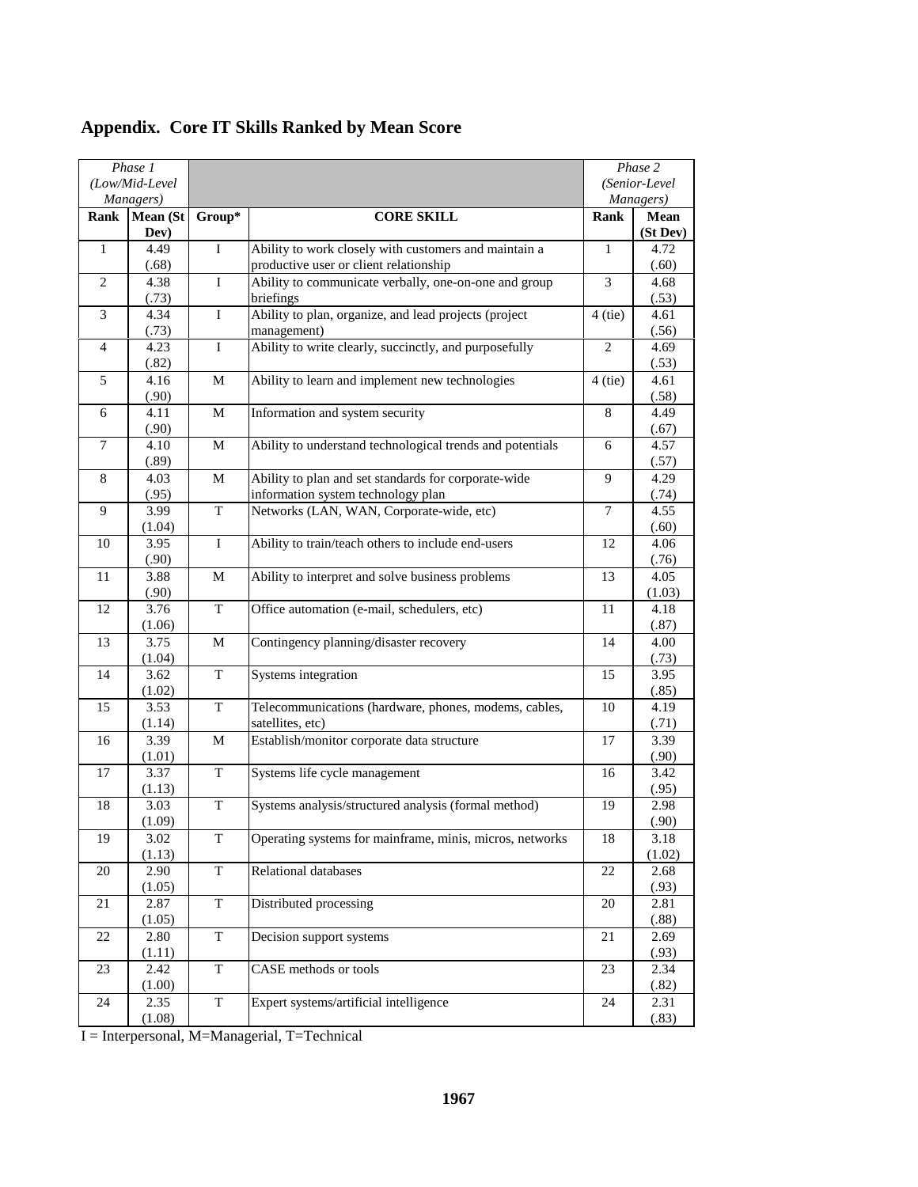## Appendix. Core IT Skills Ranked by Mean Score

| Phase 1 (Low/Mid-Level Managers) | | | | Phase 2 (Senior-Level Managers) | |
|---|---|---|---|---|---|
| **Rank** | **Mean (St Dev)** | **Group*** | **CORE SKILL** | **Rank** | **Mean (St Dev)** |
| 1 | 4.49 (.68) | I | Ability to work closely with customers and maintain a productive user or client relationship | 1 | 4.72 (.60) |
| 2 | 4.38 (.73) | I | Ability to communicate verbally, one-on-one and group briefings | 3 | 4.68 (.53) |
| 3 | 4.34 (.73) | I | Ability to plan, organize, and lead projects (project management) | 4 (tie) | 4.61 (.56) |
| 4 | 4.23 (.82) | I | Ability to write clearly, succinctly, and purposefully | 2 | 4.69 (.53) |
| 5 | 4.16 (.90) | M | Ability to learn and implement new technologies | 4 (tie) | 4.61 (.58) |
| 6 | 4.11 (.90) | M | Information and system security | 8 | 4.49 (.67) |
| 7 | 4.10 (.89) | M | Ability to understand technological trends and potentials | 6 | 4.57 (.57) |
| 8 | 4.03 (.95) | M | Ability to plan and set standards for corporate-wide information system technology plan | 9 | 4.29 (.74) |
| 9 | 3.99 (1.04) | T | Networks (LAN, WAN, Corporate-wide, etc) | 7 | 4.55 (.60) |
| 10 | 3.95 (.90) | I | Ability to train/teach others to include end-users | 12 | 4.06 (.76) |
| 11 | 3.88 (.90) | M | Ability to interpret and solve business problems | 13 | 4.05 (1.03) |
| 12 | 3.76 (1.06) | T | Office automation (e-mail, schedulers, etc) | 11 | 4.18 (.87) |
| 13 | 3.75 (1.04) | M | Contingency planning/disaster recovery | 14 | 4.00 (.73) |
| 14 | 3.62 (1.02) | T | Systems integration | 15 | 3.95 (.85) |
| 15 | 3.53 (1.14) | T | Telecommunications (hardware, phones, modems, cables, satellites, etc) | 10 | 4.19 (.71) |
| 16 | 3.39 (1.01) | M | Establish/monitor corporate data structure | 17 | 3.39 (.90) |
| 17 | 3.37 (1.13) | T | Systems life cycle management | 16 | 3.42 (.95) |
| 18 | 3.03 (1.09) | T | Systems analysis/structured analysis (formal method) | 19 | 2.98 (.90) |
| 19 | 3.02 (1.13) | T | Operating systems for mainframe, minis, micros, networks | 18 | 3.18 (1.02) |
| 20 | 2.90 (1.05) | T | Relational databases | 22 | 2.68 (.93) |
| 21 | 2.87 (1.05) | T | Distributed processing | 20 | 2.81 (.88) |
| 22 | 2.80 (1.11) | T | Decision support systems | 21 | 2.69 (.93) |
| 23 | 2.42 (1.00) | T | CASE methods or tools | 23 | 2.34 (.82) |
| 24 | 2.35 (1.08) | T | Expert systems/artificial intelligence | 24 | 2.31 (.83) |

I = Interpersonal, M=Managerial, T=Technical